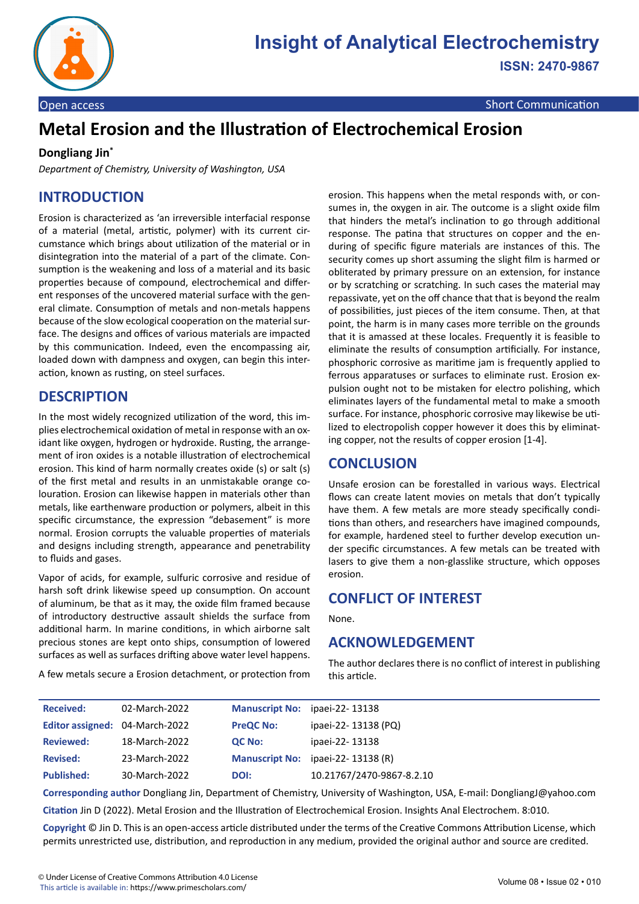Open access | Short Communication

# Metal Erosion and the Illustration of Electrochemical Erosion

**Dongliang Jin***

*Department of Chemistry, University of Washington, USA*

## INTRODUCTION

Erosion is characterized as 'an irreversible interfacial response of a material (metal, artistic, polymer) with its current circumstance which brings about utilization of the material or in disintegration into the material of a part of the climate. Consumption is the weakening and loss of a material and its basic properties because of compound, electrochemical and different responses of the uncovered material surface with the general climate. Consumption of metals and non-metals happens because of the slow ecological cooperation on the material surface. The designs and offices of various materials are impacted by this communication. Indeed, even the encompassing air, loaded down with dampness and oxygen, can begin this interaction, known as rusting, on steel surfaces.

## DESCRIPTION

In the most widely recognized utilization of the word, this implies electrochemical oxidation of metal in response with an oxidant like oxygen, hydrogen or hydroxide. Rusting, the arrangement of iron oxides is a notable illustration of electrochemical erosion. This kind of harm normally creates oxide (s) or salt (s) of the first metal and results in an unmistakable orange colouration. Erosion can likewise happen in materials other than metals, like earthenware production or polymers, albeit in this specific circumstance, the expression "debasement" is more normal. Erosion corrupts the valuable properties of materials and designs including strength, appearance and penetrability to fluids and gases.

Vapor of acids, for example, sulfuric corrosive and residue of harsh soft drink likewise speed up consumption. On account of aluminum, be that as it may, the oxide film framed because of introductory destructive assault shields the surface from additional harm. In marine conditions, in which airborne salt precious stones are kept onto ships, consumption of lowered surfaces as well as surfaces drifting above water level happens.

A few metals secure a Erosion detachment, or protection from erosion. This happens when the metal responds with, or consumes in, the oxygen in air. The outcome is a slight oxide film that hinders the metal's inclination to go through additional response. The patina that structures on copper and the enduring of specific figure materials are instances of this. The security comes up short assuming the slight film is harmed or obliterated by primary pressure on an extension, for instance or by scratching or scratching. In such cases the material may repassivate, yet on the off chance that that is beyond the realm of possibilities, just pieces of the item consume. Then, at that point, the harm is in many cases more terrible on the grounds that it is amassed at these locales. Frequently it is feasible to eliminate the results of consumption artificially. For instance, phosphoric corrosive as maritime jam is frequently applied to ferrous apparatuses or surfaces to eliminate rust. Erosion expulsion ought not to be mistaken for electro polishing, which eliminates layers of the fundamental metal to make a smooth surface. For instance, phosphoric corrosive may likewise be utilized to electropolish copper however it does this by eliminating copper, not the results of copper erosion [1-4].

## CONCLUSION

Unsafe erosion can be forestalled in various ways. Electrical flows can create latent movies on metals that don't typically have them. A few metals are more steady specifically conditions than others, and researchers have imagined compounds, for example, hardened steel to further develop execution under specific circumstances. A few metals can be treated with lasers to give them a non-glasslike structure, which opposes erosion.

## CONFLICT OF INTEREST

None.

## ACKNOWLEDGEMENT

The author declares there is no conflict of interest in publishing this article.

| | | | |
|---|---|---|---|
| **Received:** | 02-March-2022 | **Manuscript No:** | ipaei-22- 13138 |
| **Editor assigned:** | 04-March-2022 | **PreQC No:** | ipaei-22- 13138 (PQ) |
| **Reviewed:** | 18-March-2022 | **QC No:** | ipaei-22- 13138 |
| **Revised:** | 23-March-2022 | **Manuscript No:** | ipaei-22- 13138 (R) |
| **Published:** | 30-March-2022 | **DOI:** | 10.21767/2470-9867-8.2.10 |

**Corresponding author** Dongliang Jin, Department of Chemistry, University of Washington, USA, E-mail: DongliangJ@yahoo.com

**Citation** Jin D (2022). Metal Erosion and the Illustration of Electrochemical Erosion. Insights Anal Electrochem. 8:010.

**Copyright** © Jin D. This is an open-access article distributed under the terms of the Creative Commons Attribution License, which permits unrestricted use, distribution, and reproduction in any medium, provided the original author and source are credited.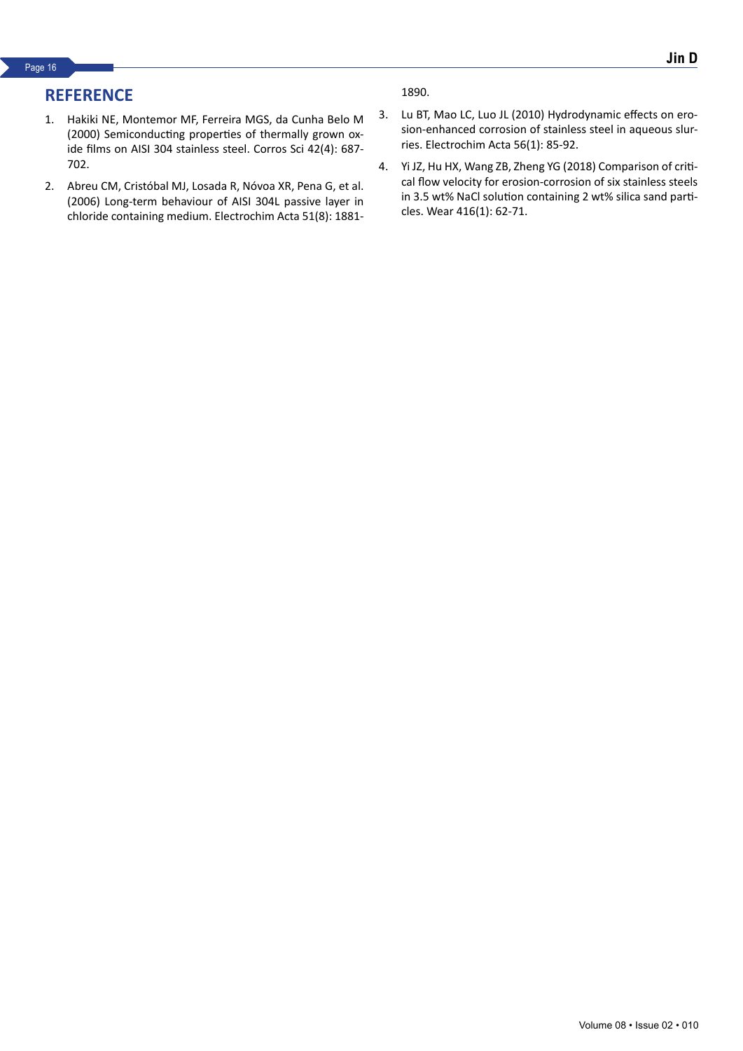## REFERENCE

1. Hakiki NE, Montemor MF, Ferreira MGS, da Cunha Belo M (2000) Semiconducting properties of thermally grown oxide films on AISI 304 stainless steel. Corros Sci 42(4): 687-702.
2. Abreu CM, Cristóbal MJ, Losada R, Nóvoa XR, Pena G, et al. (2006) Long-term behaviour of AISI 304L passive layer in chloride containing medium. Electrochim Acta 51(8): 1881-1890.
3. Lu BT, Mao LC, Luo JL (2010) Hydrodynamic effects on erosion-enhanced corrosion of stainless steel in aqueous slurries. Electrochim Acta 56(1): 85-92.
4. Yi JZ, Hu HX, Wang ZB, Zheng YG (2018) Comparison of critical flow velocity for erosion-corrosion of six stainless steels in 3.5 wt% NaCl solution containing 2 wt% silica sand particles. Wear 416(1): 62-71.